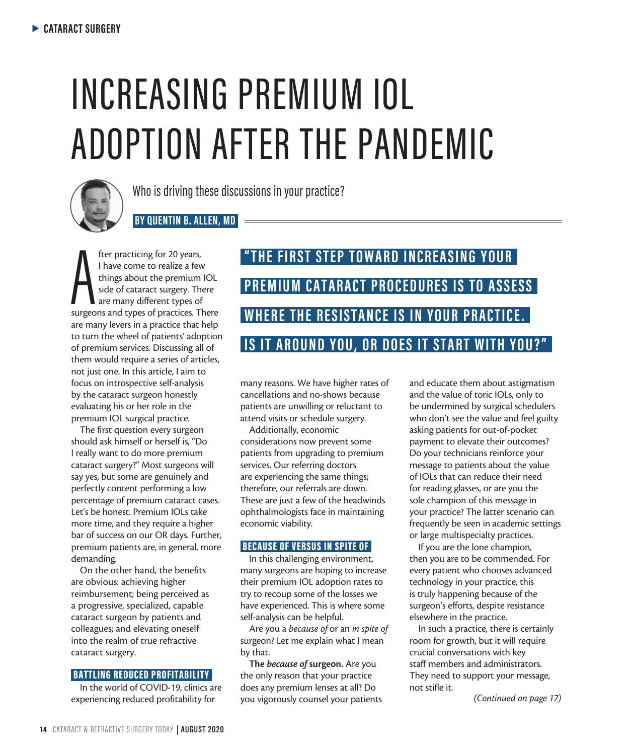# INCREASING PREMIUM IOL ADOPTION AFTER THE PANDEMIC

Who is driving these discussions in your practice?

**BY QUENTIN B. ALLEN, MD**

After practicing for 20 years, I have come to realize a few things about the premium IOL side of cataract surgery. There are many different types of surgeons and types of practices. There are many levers in a practice that help to turn the wheel of patients' adoption of premium services. Discussing all of them would require a series of articles, not just one. In this article, I aim to focus on introspective self-analysis by the cataract surgeon honestly evaluating his or her role in the premium IOL surgical practice.

The first question every surgeon should ask himself or herself is, "Do I really want to do more premium cataract surgery?" Most surgeons will say yes, but some are genuinely and perfectly content performing a low percentage of premium cataract cases. Let's be honest. Premium IOLs take more time, and they require a higher bar of success on our OR days. Further, premium patients are, in general, more demanding.

On the other hand, the benefits are obvious: achieving higher reimbursement; being perceived as a progressive, specialized, capable cataract surgeon by patients and colleagues; and elevating oneself into the realm of true refractive cataract surgery.

> "THE FIRST STEP TOWARD INCREASING YOUR PREMIUM CATARACT PROCEDURES IS TO ASSESS WHERE THE RESISTANCE IS IN YOUR PRACTICE. IS IT AROUND YOU, OR DOES IT START WITH YOU?"

## BATTLING REDUCED PROFITABILITY

In the world of COVID-19, clinics are experiencing reduced profitability for many reasons. We have higher rates of cancellations and no-shows because patients are unwilling or reluctant to attend visits or schedule surgery.

Additionally, economic considerations now prevent some patients from upgrading to premium services. Our referring doctors are experiencing the same things; therefore, our referrals are down. These are just a few of the headwinds ophthalmologists face in maintaining economic viability.

## BECAUSE OF VERSUS IN SPITE OF

In this challenging environment, many surgeons are hoping to increase their premium IOL adoption rates to try to recoup some of the losses we have experienced. This is where some self-analysis can be helpful.

Are you a *because of* or an *in spite of* surgeon? Let me explain what I mean by that.

**The *because of* surgeon.** Are you the only reason that your practice does any premium lenses at all? Do you vigorously counsel your patients and educate them about astigmatism and the value of toric IOLs, only to be undermined by surgical schedulers who don't see the value and feel guilty asking patients for out-of-pocket payment to elevate their outcomes? Do your technicians reinforce your message to patients about the value of IOLs that can reduce their need for reading glasses, or are you the sole champion of this message in your practice? The latter scenario can frequently be seen in academic settings or large multispecialty practices.

If you are the lone champion, then you are to be commended. For every patient who chooses advanced technology in your practice, this is truly happening because of the surgeon's efforts, despite resistance elsewhere in the practice.

In such a practice, there is certainly room for growth, but it will require crucial conversations with key staff members and administrators. They need to support your message, not stifle it.

*(Continued on page 17)*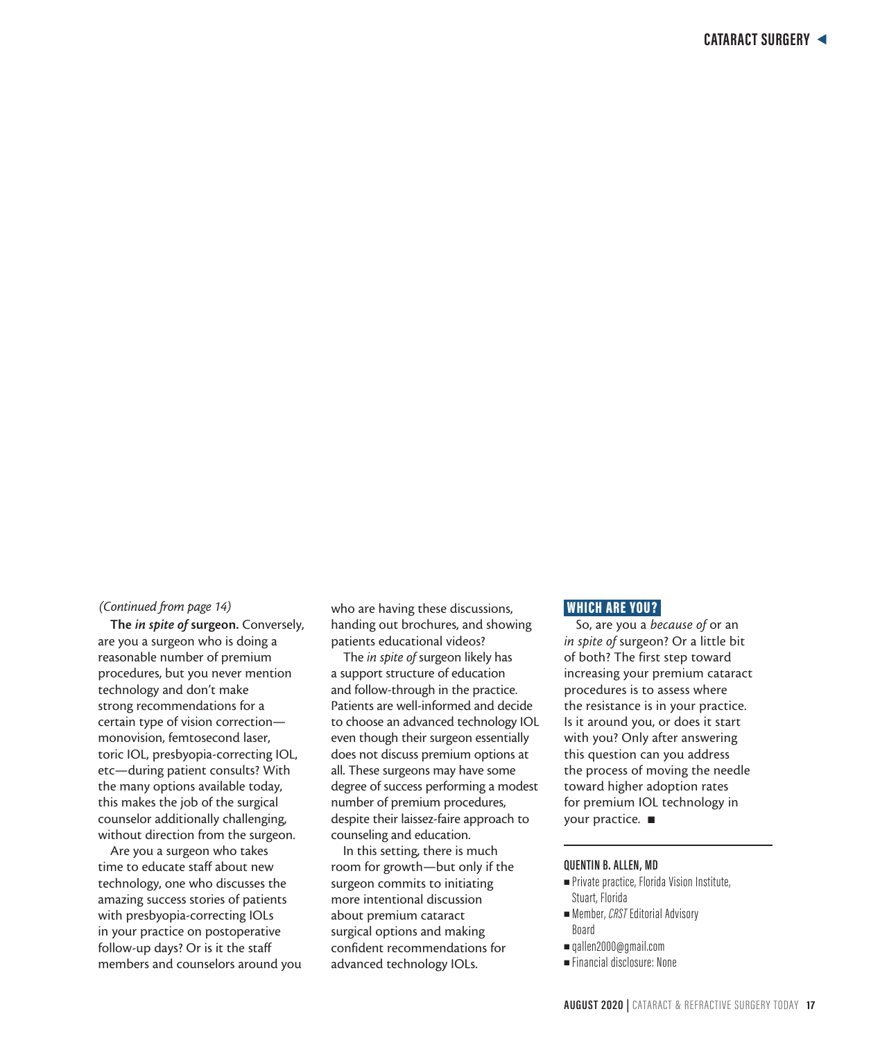*(Continued from page 14)*

**The *in spite of* surgeon.** Conversely, are you a surgeon who is doing a reasonable number of premium procedures, but you never mention technology and don't make strong recommendations for a certain type of vision correction—monovision, femtosecond laser, toric IOL, presbyopia-correcting IOL, etc—during patient consults? With the many options available today, this makes the job of the surgical counselor additionally challenging, without direction from the surgeon.

Are you a surgeon who takes time to educate staff about new technology, one who discusses the amazing success stories of patients with presbyopia-correcting IOLs in your practice on postoperative follow-up days? Or is it the staff members and counselors around you who are having these discussions, handing out brochures, and showing patients educational videos?

The *in spite of* surgeon likely has a support structure of education and follow-through in the practice. Patients are well-informed and decide to choose an advanced technology IOL even though their surgeon essentially does not discuss premium options at all. These surgeons may have some degree of success performing a modest number of premium procedures, despite their laissez-faire approach to counseling and education.

In this setting, there is much room for growth—but only if the surgeon commits to initiating more intentional discussion about premium cataract surgical options and making confident recommendations for advanced technology IOLs.

## WHICH ARE YOU?

So, are you a *because of* or an *in spite of* surgeon? Or a little bit of both? The first step toward increasing your premium cataract procedures is to assess where the resistance is in your practice. Is it around you, or does it start with you? Only after answering this question can you address the process of moving the needle toward higher adoption rates for premium IOL technology in your practice. ■

---

**QUENTIN B. ALLEN, MD**

- Private practice, Florida Vision Institute, Stuart, Florida
- Member, *CRST* Editorial Advisory Board
- qallen2000@gmail.com
- Financial disclosure: None